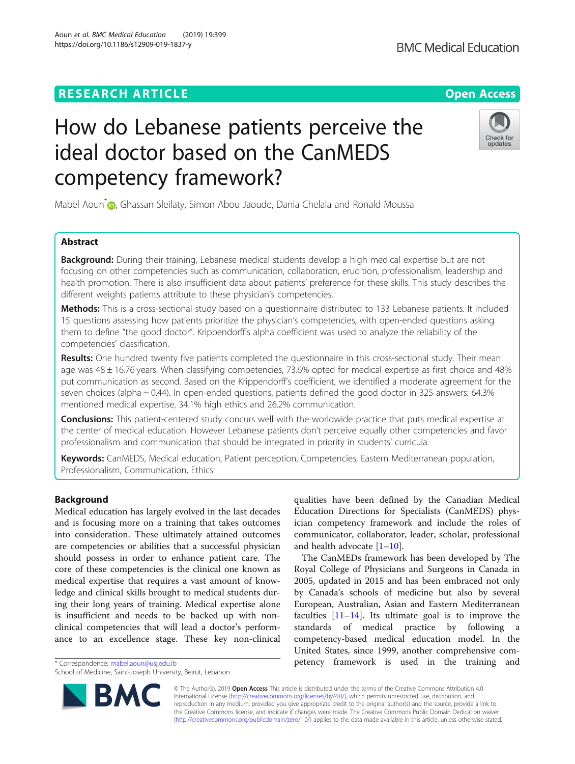RESEARCH ARTICLE

Open Access

# How do Lebanese patients perceive the ideal doctor based on the CanMEDS competency framework?

Mabel Aoun*, Ghassan Sleilaty, Simon Abou Jaoude, Dania Chelala and Ronald Moussa

## Abstract

**Background:** During their training, Lebanese medical students develop a high medical expertise but are not focusing on other competencies such as communication, collaboration, erudition, professionalism, leadership and health promotion. There is also insufficient data about patients' preference for these skills. This study describes the different weights patients attribute to these physician's competencies.

**Methods:** This is a cross-sectional study based on a questionnaire distributed to 133 Lebanese patients. It included 15 questions assessing how patients prioritize the physician's competencies, with open-ended questions asking them to define "the good doctor". Krippendorff's alpha coefficient was used to analyze the reliability of the competencies' classification.

**Results:** One hundred twenty five patients completed the questionnaire in this cross-sectional study. Their mean age was 48 ± 16.76 years. When classifying competencies, 73.6% opted for medical expertise as first choice and 48% put communication as second. Based on the Krippendorff's coefficient, we identified a moderate agreement for the seven choices (alpha = 0.44). In open-ended questions, patients defined the good doctor in 325 answers: 64.3% mentioned medical expertise, 34.1% high ethics and 26.2% communication.

**Conclusions:** This patient-centered study concurs well with the worldwide practice that puts medical expertise at the center of medical education. However Lebanese patients don't perceive equally other competencies and favor professionalism and communication that should be integrated in priority in students' curricula.

**Keywords:** CanMEDS, Medical education, Patient perception, Competencies, Eastern Mediterranean population, Professionalism, Communication, Ethics

## Background

Medical education has largely evolved in the last decades and is focusing more on a training that takes outcomes into consideration. These ultimately attained outcomes are competencies or abilities that a successful physician should possess in order to enhance patient care. The core of these competencies is the clinical one known as medical expertise that requires a vast amount of knowledge and clinical skills brought to medical students during their long years of training. Medical expertise alone is insufficient and needs to be backed up with non-clinical competencies that will lead a doctor's performance to an excellence stage. These key non-clinical qualities have been defined by the Canadian Medical Education Directions for Specialists (CanMEDS) physician competency framework and include the roles of communicator, collaborator, leader, scholar, professional and health advocate [1–10].

The CanMEDs framework has been developed by The Royal College of Physicians and Surgeons in Canada in 2005, updated in 2015 and has been embraced not only by Canada's schools of medicine but also by several European, Australian, Asian and Eastern Mediterranean faculties [11–14]. Its ultimate goal is to improve the standards of medical practice by following a competency-based medical education model. In the United States, since 1999, another comprehensive competency framework is used in the training and

\* Correspondence: mabel.aoun@usj.edu.lb
School of Medicine, Saint-Joseph University, Beirut, Lebanon

© The Author(s). 2019 **Open Access** This article is distributed under the terms of the Creative Commons Attribution 4.0 International License (http://creativecommons.org/licenses/by/4.0/), which permits unrestricted use, distribution, and reproduction in any medium, provided you give appropriate credit to the original author(s) and the source, provide a link to the Creative Commons license, and indicate if changes were made. The Creative Commons Public Domain Dedication waiver (http://creativecommons.org/publicdomain/zero/1.0/) applies to the data made available in this article, unless otherwise stated.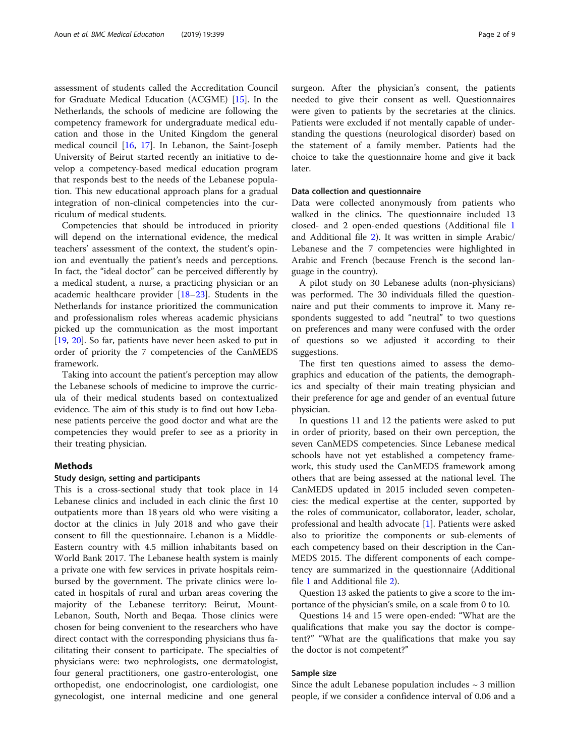assessment of students called the Accreditation Council for Graduate Medical Education (ACGME) [15]. In the Netherlands, the schools of medicine are following the competency framework for undergraduate medical education and those in the United Kingdom the general medical council [16, 17]. In Lebanon, the Saint-Joseph University of Beirut started recently an initiative to develop a competency-based medical education program that responds best to the needs of the Lebanese population. This new educational approach plans for a gradual integration of non-clinical competencies into the curriculum of medical students.

Competencies that should be introduced in priority will depend on the international evidence, the medical teachers' assessment of the context, the student's opinion and eventually the patient's needs and perceptions. In fact, the "ideal doctor" can be perceived differently by a medical student, a nurse, a practicing physician or an academic healthcare provider [18–23]. Students in the Netherlands for instance prioritized the communication and professionalism roles whereas academic physicians picked up the communication as the most important [19, 20]. So far, patients have never been asked to put in order of priority the 7 competencies of the CanMEDS framework.

Taking into account the patient's perception may allow the Lebanese schools of medicine to improve the curricula of their medical students based on contextualized evidence. The aim of this study is to find out how Lebanese patients perceive the good doctor and what are the competencies they would prefer to see as a priority in their treating physician.

## Methods

### Study design, setting and participants

This is a cross-sectional study that took place in 14 Lebanese clinics and included in each clinic the first 10 outpatients more than 18 years old who were visiting a doctor at the clinics in July 2018 and who gave their consent to fill the questionnaire. Lebanon is a Middle-Eastern country with 4.5 million inhabitants based on World Bank 2017. The Lebanese health system is mainly a private one with few services in private hospitals reimbursed by the government. The private clinics were located in hospitals of rural and urban areas covering the majority of the Lebanese territory: Beirut, Mount-Lebanon, South, North and Beqaa. Those clinics were chosen for being convenient to the researchers who have direct contact with the corresponding physicians thus facilitating their consent to participate. The specialties of physicians were: two nephrologists, one dermatologist, four general practitioners, one gastro-enterologist, one orthopedist, one endocrinologist, one cardiologist, one gynecologist, one internal medicine and one general surgeon. After the physician's consent, the patients needed to give their consent as well. Questionnaires were given to patients by the secretaries at the clinics. Patients were excluded if not mentally capable of understanding the questions (neurological disorder) based on the statement of a family member. Patients had the choice to take the questionnaire home and give it back later.

### Data collection and questionnaire

Data were collected anonymously from patients who walked in the clinics. The questionnaire included 13 closed- and 2 open-ended questions (Additional file 1 and Additional file 2). It was written in simple Arabic/Lebanese and the 7 competencies were highlighted in Arabic and French (because French is the second language in the country).

A pilot study on 30 Lebanese adults (non-physicians) was performed. The 30 individuals filled the questionnaire and put their comments to improve it. Many respondents suggested to add "neutral" to two questions on preferences and many were confused with the order of questions so we adjusted it according to their suggestions.

The first ten questions aimed to assess the demographics and education of the patients, the demographics and specialty of their main treating physician and their preference for age and gender of an eventual future physician.

In questions 11 and 12 the patients were asked to put in order of priority, based on their own perception, the seven CanMEDS competencies. Since Lebanese medical schools have not yet established a competency framework, this study used the CanMEDS framework among others that are being assessed at the national level. The CanMEDS updated in 2015 included seven competencies: the medical expertise at the center, supported by the roles of communicator, collaborator, leader, scholar, professional and health advocate [1]. Patients were asked also to prioritize the components or sub-elements of each competency based on their description in the CanMEDS 2015. The different components of each competency are summarized in the questionnaire (Additional file 1 and Additional file 2).

Question 13 asked the patients to give a score to the importance of the physician's smile, on a scale from 0 to 10.

Questions 14 and 15 were open-ended: "What are the qualifications that make you say the doctor is competent?" "What are the qualifications that make you say the doctor is not competent?"

### Sample size

Since the adult Lebanese population includes ~ 3 million people, if we consider a confidence interval of 0.06 and a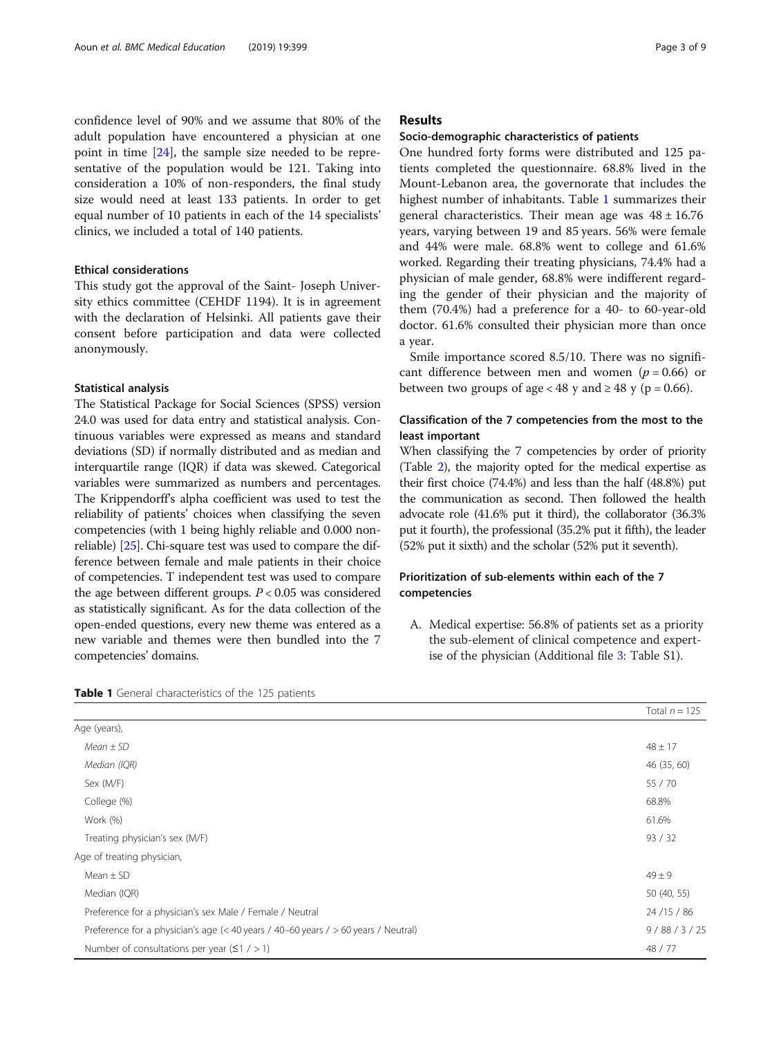confidence level of 90% and we assume that 80% of the adult population have encountered a physician at one point in time [24], the sample size needed to be representative of the population would be 121. Taking into consideration a 10% of non-responders, the final study size would need at least 133 patients. In order to get equal number of 10 patients in each of the 14 specialists' clinics, we included a total of 140 patients.

### Ethical considerations

This study got the approval of the Saint- Joseph University ethics committee (CEHDF 1194). It is in agreement with the declaration of Helsinki. All patients gave their consent before participation and data were collected anonymously.

### Statistical analysis

The Statistical Package for Social Sciences (SPSS) version 24.0 was used for data entry and statistical analysis. Continuous variables were expressed as means and standard deviations (SD) if normally distributed and as median and interquartile range (IQR) if data was skewed. Categorical variables were summarized as numbers and percentages. The Krippendorff's alpha coefficient was used to test the reliability of patients' choices when classifying the seven competencies (with 1 being highly reliable and 0.000 non-reliable) [25]. Chi-square test was used to compare the difference between female and male patients in their choice of competencies. T independent test was used to compare the age between different groups. $P < 0.05$ was considered as statistically significant. As for the data collection of the open-ended questions, every new theme was entered as a new variable and themes were then bundled into the 7 competencies' domains.

## Results

### Socio-demographic characteristics of patients

One hundred forty forms were distributed and 125 patients completed the questionnaire. 68.8% lived in the Mount-Lebanon area, the governorate that includes the highest number of inhabitants. Table 1 summarizes their general characteristics. Their mean age was $48 \pm 16.76$ years, varying between 19 and 85 years. 56% were female and 44% were male. 68.8% went to college and 61.6% worked. Regarding their treating physicians, 74.4% had a physician of male gender, 68.8% were indifferent regarding the gender of their physician and the majority of them (70.4%) had a preference for a 40- to 60-year-old doctor. 61.6% consulted their physician more than once a year.

Smile importance scored 8.5/10. There was no significant difference between men and women ($p = 0.66$) or between two groups of age < 48 y and ≥ 48 y ($p = 0.66$).

### Classification of the 7 competencies from the most to the least important

When classifying the 7 competencies by order of priority (Table 2), the majority opted for the medical expertise as their first choice (74.4%) and less than the half (48.8%) put the communication as second. Then followed the health advocate role (41.6% put it third), the collaborator (36.3% put it fourth), the professional (35.2% put it fifth), the leader (52% put it sixth) and the scholar (52% put it seventh).

### Prioritization of sub-elements within each of the 7 competencies

A. Medical expertise: 56.8% of patients set as a priority the sub-element of clinical competence and expertise of the physician (Additional file 3: Table S1).

**Table 1** General characteristics of the 125 patients

| | Total $n = 125$ |
|---|---|
| Age (years), | |
| *Mean ± SD* | 48 ± 17 |
| *Median (IQR)* | 46 (35, 60) |
| Sex (M/F) | 55 / 70 |
| College (%) | 68.8% |
| Work (%) | 61.6% |
| Treating physician's sex (M/F) | 93 / 32 |
| Age of treating physician, | |
| Mean ± SD | 49 ± 9 |
| Median (IQR) | 50 (40, 55) |
| Preference for a physician's sex Male / Female / Neutral | 24 /15 / 86 |
| Preference for a physician's age (< 40 years / 40–60 years / > 60 years / Neutral) | 9 / 88 / 3 / 25 |
| Number of consultations per year (≤1 / > 1) | 48 / 77 |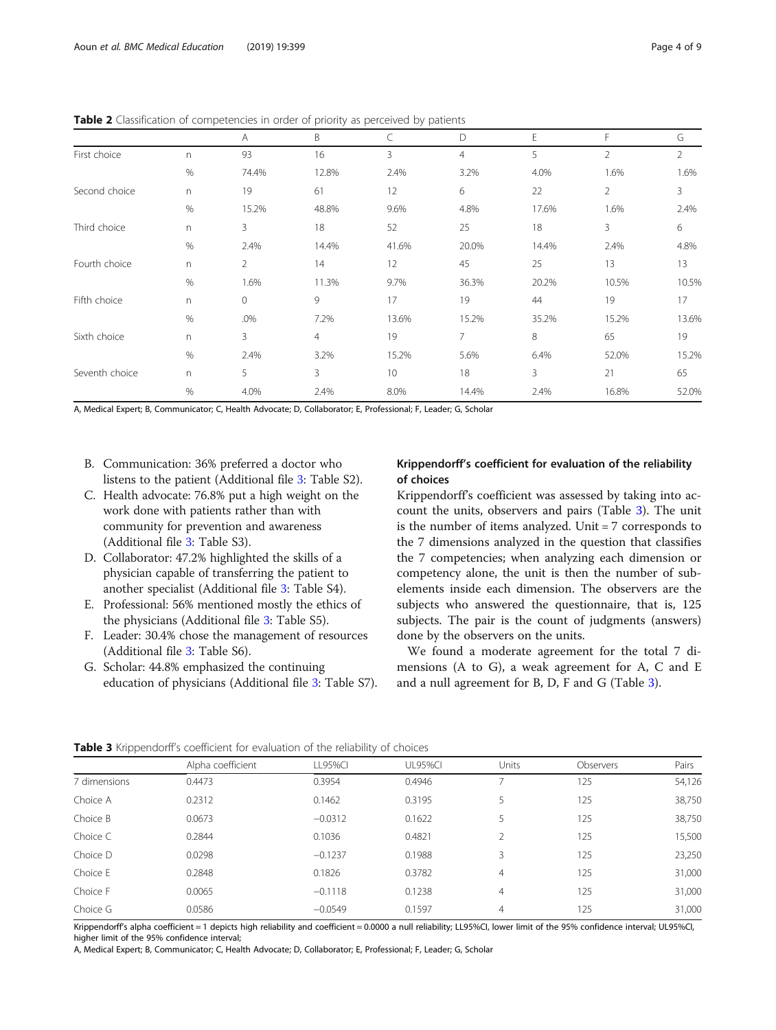**Table 2** Classification of competencies in order of priority as perceived by patients

| | | A | B | C | D | E | F | G |
|---|---|---|---|---|---|---|---|---|
| First choice | n | 93 | 16 | 3 | 4 | 5 | 2 | 2 |
| | % | 74.4% | 12.8% | 2.4% | 3.2% | 4.0% | 1.6% | 1.6% |
| Second choice | n | 19 | 61 | 12 | 6 | 22 | 2 | 3 |
| | % | 15.2% | 48.8% | 9.6% | 4.8% | 17.6% | 1.6% | 2.4% |
| Third choice | n | 3 | 18 | 52 | 25 | 18 | 3 | 6 |
| | % | 2.4% | 14.4% | 41.6% | 20.0% | 14.4% | 2.4% | 4.8% |
| Fourth choice | n | 2 | 14 | 12 | 45 | 25 | 13 | 13 |
| | % | 1.6% | 11.3% | 9.7% | 36.3% | 20.2% | 10.5% | 10.5% |
| Fifth choice | n | 0 | 9 | 17 | 19 | 44 | 19 | 17 |
| | % | .0% | 7.2% | 13.6% | 15.2% | 35.2% | 15.2% | 13.6% |
| Sixth choice | n | 3 | 4 | 19 | 7 | 8 | 65 | 19 |
| | % | 2.4% | 3.2% | 15.2% | 5.6% | 6.4% | 52.0% | 15.2% |
| Seventh choice | n | 5 | 3 | 10 | 18 | 3 | 21 | 65 |
| | % | 4.0% | 2.4% | 8.0% | 14.4% | 2.4% | 16.8% | 52.0% |

A, Medical Expert; B, Communicator; C, Health Advocate; D, Collaborator; E, Professional; F, Leader; G, Scholar

B. Communication: 36% preferred a doctor who listens to the patient (Additional file 3: Table S2).
C. Health advocate: 76.8% put a high weight on the work done with patients rather than with community for prevention and awareness (Additional file 3: Table S3).
D. Collaborator: 47.2% highlighted the skills of a physician capable of transferring the patient to another specialist (Additional file 3: Table S4).
E. Professional: 56% mentioned mostly the ethics of the physicians (Additional file 3: Table S5).
F. Leader: 30.4% chose the management of resources (Additional file 3: Table S6).
G. Scholar: 44.8% emphasized the continuing education of physicians (Additional file 3: Table S7).

### Krippendorff's coefficient for evaluation of the reliability of choices

Krippendorff's coefficient was assessed by taking into account the units, observers and pairs (Table 3). The unit is the number of items analyzed. Unit = 7 corresponds to the 7 dimensions analyzed in the question that classifies the 7 competencies; when analyzing each dimension or competency alone, the unit is then the number of sub-elements inside each dimension. The observers are the subjects who answered the questionnaire, that is, 125 subjects. The pair is the count of judgments (answers) done by the observers on the units.

We found a moderate agreement for the total 7 dimensions (A to G), a weak agreement for A, C and E and a null agreement for B, D, F and G (Table 3).

**Table 3** Krippendorff's coefficient for evaluation of the reliability of choices

| | Alpha coefficient | LL95%CI | UL95%CI | Units | Observers | Pairs |
|---|---|---|---|---|---|---|
| 7 dimensions | 0.4473 | 0.3954 | 0.4946 | 7 | 125 | 54,126 |
| Choice A | 0.2312 | 0.1462 | 0.3195 | 5 | 125 | 38,750 |
| Choice B | 0.0673 | −0.0312 | 0.1622 | 5 | 125 | 38,750 |
| Choice C | 0.2844 | 0.1036 | 0.4821 | 2 | 125 | 15,500 |
| Choice D | 0.0298 | −0.1237 | 0.1988 | 3 | 125 | 23,250 |
| Choice E | 0.2848 | 0.1826 | 0.3782 | 4 | 125 | 31,000 |
| Choice F | 0.0065 | −0.1118 | 0.1238 | 4 | 125 | 31,000 |
| Choice G | 0.0586 | −0.0549 | 0.1597 | 4 | 125 | 31,000 |

Krippendorff's alpha coefficient = 1 depicts high reliability and coefficient = 0.0000 a null reliability; LL95%CI, lower limit of the 95% confidence interval; UL95%CI, higher limit of the 95% confidence interval;
A, Medical Expert; B, Communicator; C, Health Advocate; D, Collaborator; E, Professional; F, Leader; G, Scholar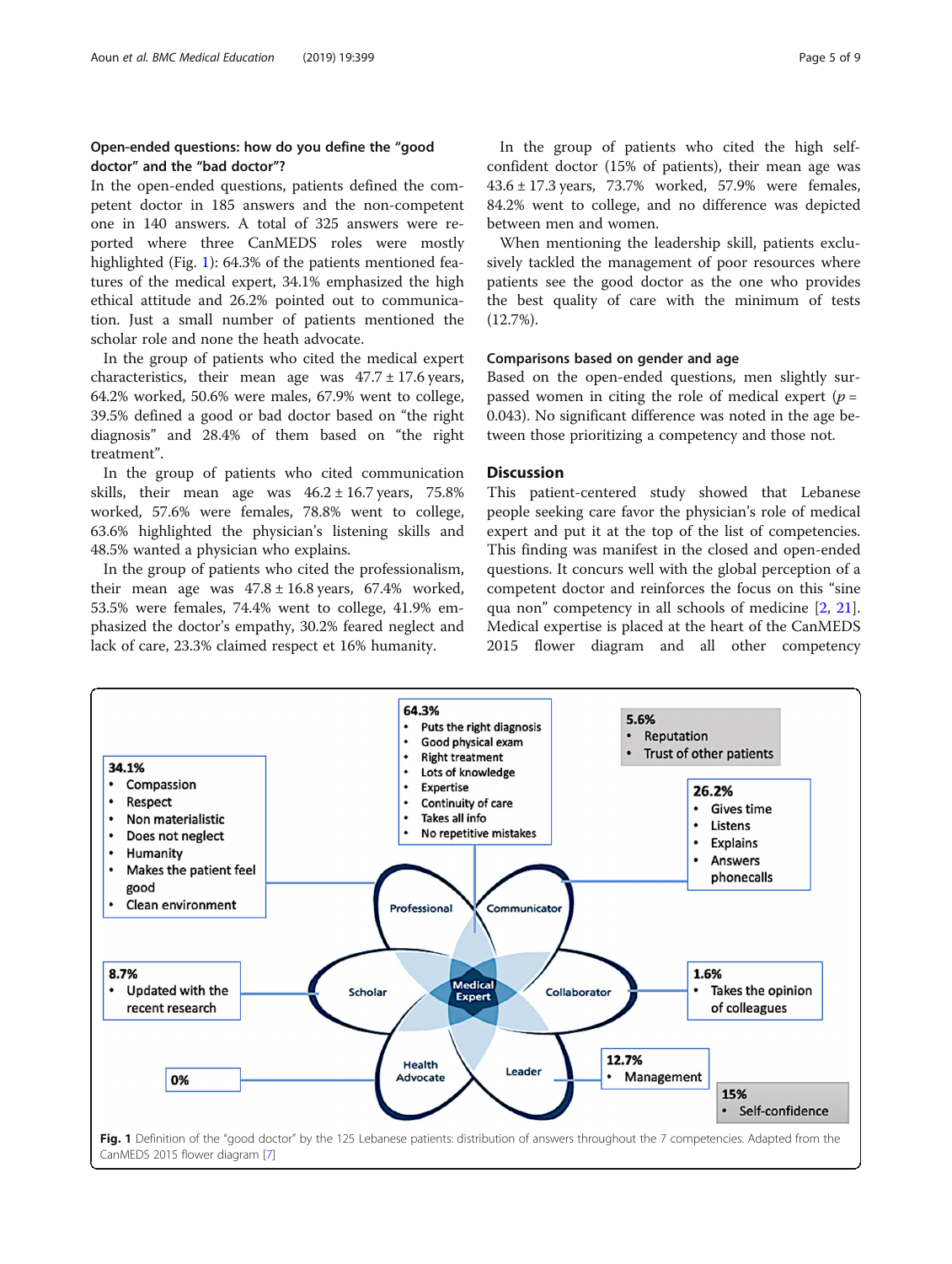### Open-ended questions: how do you define the "good doctor" and the "bad doctor"?

In the open-ended questions, patients defined the competent doctor in 185 answers and the non-competent one in 140 answers. A total of 325 answers were reported where three CanMEDS roles were mostly highlighted (Fig. 1): 64.3% of the patients mentioned features of the medical expert, 34.1% emphasized the high ethical attitude and 26.2% pointed out to communication. Just a small number of patients mentioned the scholar role and none the heath advocate.

In the group of patients who cited the medical expert characteristics, their mean age was 47.7 ± 17.6 years, 64.2% worked, 50.6% were males, 67.9% went to college, 39.5% defined a good or bad doctor based on "the right diagnosis" and 28.4% of them based on "the right treatment".

In the group of patients who cited communication skills, their mean age was 46.2 ± 16.7 years, 75.8% worked, 57.6% were females, 78.8% went to college, 63.6% highlighted the physician's listening skills and 48.5% wanted a physician who explains.

In the group of patients who cited the professionalism, their mean age was 47.8 ± 16.8 years, 67.4% worked, 53.5% were females, 74.4% went to college, 41.9% emphasized the doctor's empathy, 30.2% feared neglect and lack of care, 23.3% claimed respect et 16% humanity.

In the group of patients who cited the high self-confident doctor (15% of patients), their mean age was 43.6 ± 17.3 years, 73.7% worked, 57.9% were females, 84.2% went to college, and no difference was depicted between men and women.

When mentioning the leadership skill, patients exclusively tackled the management of poor resources where patients see the good doctor as the one who provides the best quality of care with the minimum of tests (12.7%).

### Comparisons based on gender and age

Based on the open-ended questions, men slightly surpassed women in citing the role of medical expert ($p$ = 0.043). No significant difference was noted in the age between those prioritizing a competency and those not.

## Discussion

This patient-centered study showed that Lebanese people seeking care favor the physician's role of medical expert and put it at the top of the list of competencies. This finding was manifest in the closed and open-ended questions. It concurs well with the global perception of a competent doctor and reinforces the focus on this "sine qua non" competency in all schools of medicine [2, 21]. Medical expertise is placed at the heart of the CanMEDS 2015 flower diagram and all other competency

**Fig. 1** Definition of the "good doctor" by the 125 Lebanese patients: distribution of answers throughout the 7 competencies. Adapted from the CanMEDS 2015 flower diagram [7]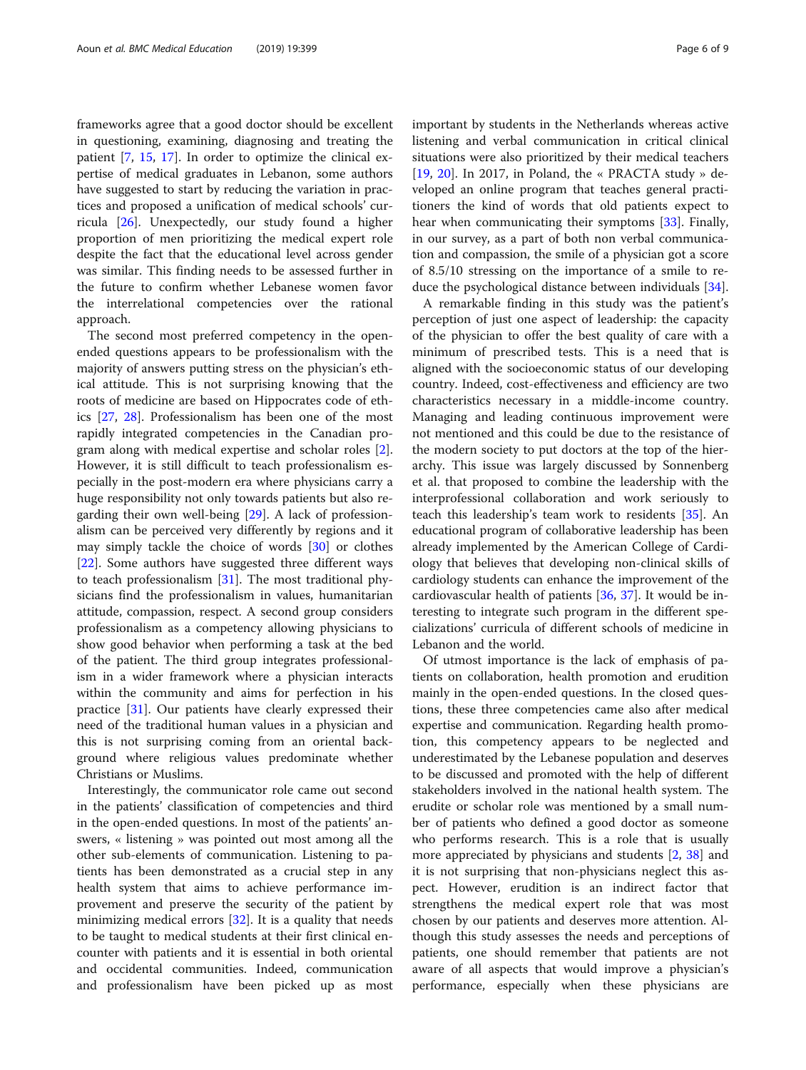frameworks agree that a good doctor should be excellent in questioning, examining, diagnosing and treating the patient [7, 15, 17]. In order to optimize the clinical expertise of medical graduates in Lebanon, some authors have suggested to start by reducing the variation in practices and proposed a unification of medical schools' curricula [26]. Unexpectedly, our study found a higher proportion of men prioritizing the medical expert role despite the fact that the educational level across gender was similar. This finding needs to be assessed further in the future to confirm whether Lebanese women favor the interrelational competencies over the rational approach.

The second most preferred competency in the open-ended questions appears to be professionalism with the majority of answers putting stress on the physician's ethical attitude. This is not surprising knowing that the roots of medicine are based on Hippocrates code of ethics [27, 28]. Professionalism has been one of the most rapidly integrated competencies in the Canadian program along with medical expertise and scholar roles [2]. However, it is still difficult to teach professionalism especially in the post-modern era where physicians carry a huge responsibility not only towards patients but also regarding their own well-being [29]. A lack of professionalism can be perceived very differently by regions and it may simply tackle the choice of words [30] or clothes [22]. Some authors have suggested three different ways to teach professionalism [31]. The most traditional physicians find the professionalism in values, humanitarian attitude, compassion, respect. A second group considers professionalism as a competency allowing physicians to show good behavior when performing a task at the bed of the patient. The third group integrates professionalism in a wider framework where a physician interacts within the community and aims for perfection in his practice [31]. Our patients have clearly expressed their need of the traditional human values in a physician and this is not surprising coming from an oriental background where religious values predominate whether Christians or Muslims.

Interestingly, the communicator role came out second in the patients' classification of competencies and third in the open-ended questions. In most of the patients' answers, « listening » was pointed out most among all the other sub-elements of communication. Listening to patients has been demonstrated as a crucial step in any health system that aims to achieve performance improvement and preserve the security of the patient by minimizing medical errors [32]. It is a quality that needs to be taught to medical students at their first clinical encounter with patients and it is essential in both oriental and occidental communities. Indeed, communication and professionalism have been picked up as most important by students in the Netherlands whereas active listening and verbal communication in critical clinical situations were also prioritized by their medical teachers [19, 20]. In 2017, in Poland, the « PRACTA study » developed an online program that teaches general practitioners the kind of words that old patients expect to hear when communicating their symptoms [33]. Finally, in our survey, as a part of both non verbal communication and compassion, the smile of a physician got a score of 8.5/10 stressing on the importance of a smile to reduce the psychological distance between individuals [34].

A remarkable finding in this study was the patient's perception of just one aspect of leadership: the capacity of the physician to offer the best quality of care with a minimum of prescribed tests. This is a need that is aligned with the socioeconomic status of our developing country. Indeed, cost-effectiveness and efficiency are two characteristics necessary in a middle-income country. Managing and leading continuous improvement were not mentioned and this could be due to the resistance of the modern society to put doctors at the top of the hierarchy. This issue was largely discussed by Sonnenberg et al. that proposed to combine the leadership with the interprofessional collaboration and work seriously to teach this leadership's team work to residents [35]. An educational program of collaborative leadership has been already implemented by the American College of Cardiology that believes that developing non-clinical skills of cardiology students can enhance the improvement of the cardiovascular health of patients [36, 37]. It would be interesting to integrate such program in the different specializations' curricula of different schools of medicine in Lebanon and the world.

Of utmost importance is the lack of emphasis of patients on collaboration, health promotion and erudition mainly in the open-ended questions. In the closed questions, these three competencies came also after medical expertise and communication. Regarding health promotion, this competency appears to be neglected and underestimated by the Lebanese population and deserves to be discussed and promoted with the help of different stakeholders involved in the national health system. The erudite or scholar role was mentioned by a small number of patients who defined a good doctor as someone who performs research. This is a role that is usually more appreciated by physicians and students [2, 38] and it is not surprising that non-physicians neglect this aspect. However, erudition is an indirect factor that strengthens the medical expert role that was most chosen by our patients and deserves more attention. Although this study assesses the needs and perceptions of patients, one should remember that patients are not aware of all aspects that would improve a physician's performance, especially when these physicians are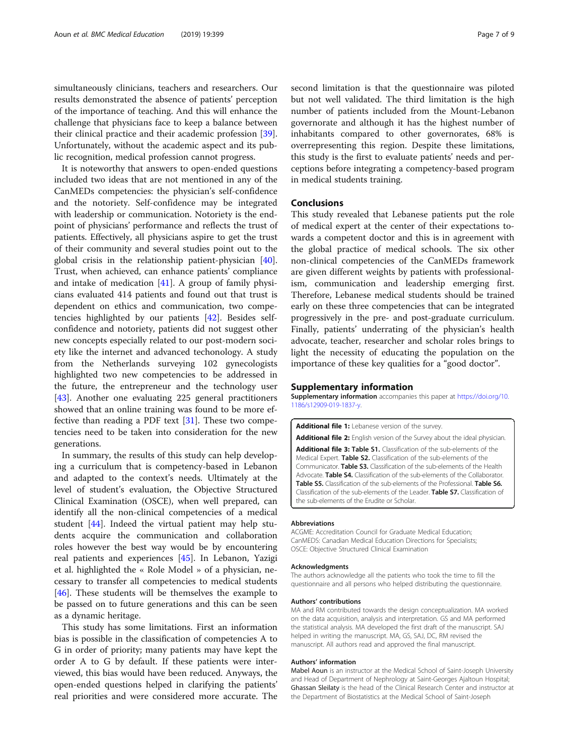simultaneously clinicians, teachers and researchers. Our results demonstrated the absence of patients' perception of the importance of teaching. And this will enhance the challenge that physicians face to keep a balance between their clinical practice and their academic profession [39]. Unfortunately, without the academic aspect and its public recognition, medical profession cannot progress.

It is noteworthy that answers to open-ended questions included two ideas that are not mentioned in any of the CanMEDs competencies: the physician's self-confidence and the notoriety. Self-confidence may be integrated with leadership or communication. Notoriety is the endpoint of physicians' performance and reflects the trust of patients. Effectively, all physicians aspire to get the trust of their community and several studies point out to the global crisis in the relationship patient-physician [40]. Trust, when achieved, can enhance patients' compliance and intake of medication [41]. A group of family physicians evaluated 414 patients and found out that trust is dependent on ethics and communication, two competencies highlighted by our patients [42]. Besides self-confidence and notoriety, patients did not suggest other new concepts especially related to our post-modern society like the internet and advanced techonology. A study from the Netherlands surveying 102 gynecologists highlighted two new competencies to be addressed in the future, the entrepreneur and the technology user [43]. Another one evaluating 225 general practitioners showed that an online training was found to be more effective than reading a PDF text [31]. These two competencies need to be taken into consideration for the new generations.

In summary, the results of this study can help developing a curriculum that is competency-based in Lebanon and adapted to the context's needs. Ultimately at the level of student's evaluation, the Objective Structured Clinical Examination (OSCE), when well prepared, can identify all the non-clinical competencies of a medical student [44]. Indeed the virtual patient may help students acquire the communication and collaboration roles however the best way would be by encountering real patients and experiences [45]. In Lebanon, Yazigi et al. highlighted the « Role Model » of a physician, necessary to transfer all competencies to medical students [46]. These students will be themselves the example to be passed on to future generations and this can be seen as a dynamic heritage.

This study has some limitations. First an information bias is possible in the classification of competencies A to G in order of priority; many patients may have kept the order A to G by default. If these patients were interviewed, this bias would have been reduced. Anyways, the open-ended questions helped in clarifying the patients' real priorities and were considered more accurate. The second limitation is that the questionnaire was piloted but not well validated. The third limitation is the high number of patients included from the Mount-Lebanon governorate and although it has the highest number of inhabitants compared to other governorates, 68% is overrepresenting this region. Despite these limitations, this study is the first to evaluate patients' needs and perceptions before integrating a competency-based program in medical students training.

## Conclusions

This study revealed that Lebanese patients put the role of medical expert at the center of their expectations towards a competent doctor and this is in agreement with the global practice of medical schools. The six other non-clinical competencies of the CanMEDs framework are given different weights by patients with professionalism, communication and leadership emerging first. Therefore, Lebanese medical students should be trained early on these three competencies that can be integrated progressively in the pre- and post-graduate curriculum. Finally, patients' underrating of the physician's health advocate, teacher, researcher and scholar roles brings to light the necessity of educating the population on the importance of these key qualities for a "good doctor".

## Supplementary information

**Supplementary information** accompanies this paper at https://doi.org/10.1186/s12909-019-1837-y.

**Additional file 1:** Lebanese version of the survey.

**Additional file 2:** English version of the Survey about the ideal physician.

**Additional file 3: Table S1.** Classification of the sub-elements of the Medical Expert. **Table S2.** Classification of the sub-elements of the Communicator. **Table S3.** Classification of the sub-elements of the Health Advocate. **Table S4.** Classification of the sub-elements of the Collaborator. **Table S5.** Classification of the sub-elements of the Professional. **Table S6.** Classification of the sub-elements of the Leader. **Table S7.** Classification of the sub-elements of the Erudite or Scholar.

#### Abbreviations

ACGME: Accreditation Council for Graduate Medical Education; CanMEDS: Canadian Medical Education Directions for Specialists; OSCE: Objective Structured Clinical Examination

#### Acknowledgments

The authors acknowledge all the patients who took the time to fill the questionnaire and all persons who helped distributing the questionnaire.

#### Authors' contributions

MA and RM contributed towards the design conceptualization. MA worked on the data acquisition, analysis and interpretation. GS and MA performed the statistical analysis. MA developed the first draft of the manuscript. SAJ helped in writing the manuscript. MA, GS, SAJ, DC, RM revised the manuscript. All authors read and approved the final manuscript.

#### Authors' information

Mabel Aoun is an instructor at the Medical School of Saint-Joseph University and Head of Department of Nephrology at Saint-Georges Ajaltoun Hospital; Ghassan Sleilaty is the head of the Clinical Research Center and instructor at the Department of Biostatistics at the Medical School of Saint-Joseph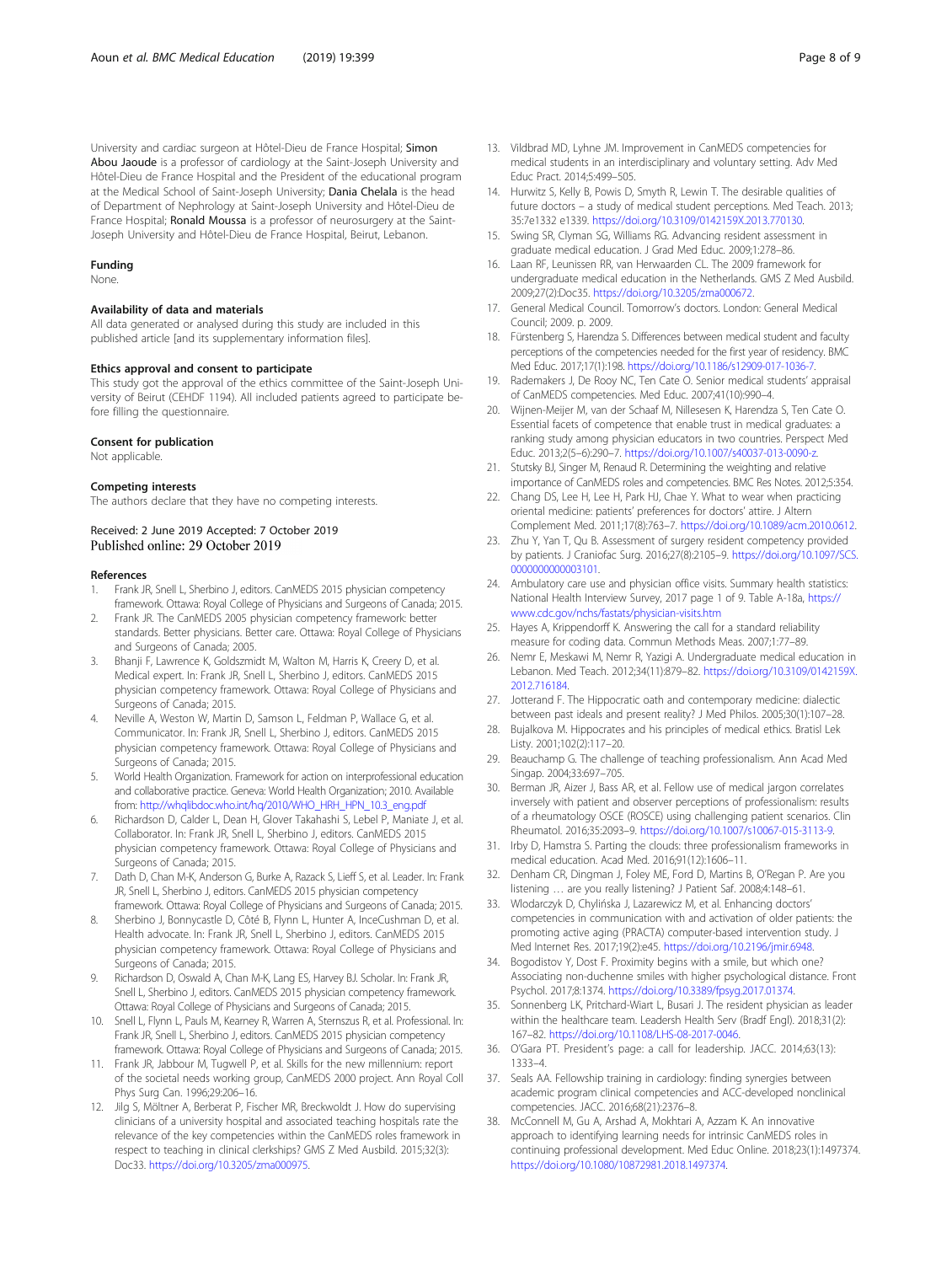University and cardiac surgeon at Hôtel-Dieu de France Hospital; **Simon Abou Jaoude** is a professor of cardiology at the Saint-Joseph University and Hôtel-Dieu de France Hospital and the President of the educational program at the Medical School of Saint-Joseph University; **Dania Chelala** is the head of Department of Nephrology at Saint-Joseph University and Hôtel-Dieu de France Hospital; **Ronald Moussa** is a professor of neurosurgery at the Saint-Joseph University and Hôtel-Dieu de France Hospital, Beirut, Lebanon.

#### Funding
None.

#### Availability of data and materials
All data generated or analysed during this study are included in this published article [and its supplementary information files].

#### Ethics approval and consent to participate
This study got the approval of the ethics committee of the Saint-Joseph University of Beirut (CEHDF 1194). All included patients agreed to participate before filling the questionnaire.

#### Consent for publication
Not applicable.

#### Competing interests
The authors declare that they have no competing interests.

Received: 2 June 2019 Accepted: 7 October 2019
Published online: 29 October 2019

### References

1. Frank JR, Snell L, Sherbino J, editors. CanMEDS 2015 physician competency framework. Ottawa: Royal College of Physicians and Surgeons of Canada; 2015.
2. Frank JR. The CanMEDS 2005 physician competency framework: better standards. Better physicians. Better care. Ottawa: Royal College of Physicians and Surgeons of Canada; 2005.
3. Bhanji F, Lawrence K, Goldszmidt M, Walton M, Harris K, Creery D, et al. Medical expert. In: Frank JR, Snell L, Sherbino J, editors. CanMEDS 2015 physician competency framework. Ottawa: Royal College of Physicians and Surgeons of Canada; 2015.
4. Neville A, Weston W, Martin D, Samson L, Feldman P, Wallace G, et al. Communicator. In: Frank JR, Snell L, Sherbino J, editors. CanMEDS 2015 physician competency framework. Ottawa: Royal College of Physicians and Surgeons of Canada; 2015.
5. World Health Organization. Framework for action on interprofessional education and collaborative practice. Geneva: World Health Organization; 2010. Available from: http://whqlibdoc.who.int/hq/2010/WHO_HRH_HPN_10.3_eng.pdf
6. Richardson D, Calder L, Dean H, Glover Takahashi S, Lebel P, Maniate J, et al. Collaborator. In: Frank JR, Snell L, Sherbino J, editors. CanMEDS 2015 physician competency framework. Ottawa: Royal College of Physicians and Surgeons of Canada; 2015.
7. Dath D, Chan M-K, Anderson G, Burke A, Razack S, Lieff S, et al. Leader. In: Frank JR, Snell L, Sherbino J, editors. CanMEDS 2015 physician competency framework. Ottawa: Royal College of Physicians and Surgeons of Canada; 2015.
8. Sherbino J, Bonnycastle D, Côté B, Flynn L, Hunter A, InceCushman D, et al. Health advocate. In: Frank JR, Snell L, Sherbino J, editors. CanMEDS 2015 physician competency framework. Ottawa: Royal College of Physicians and Surgeons of Canada; 2015.
9. Richardson D, Oswald A, Chan M-K, Lang ES, Harvey BJ. Scholar. In: Frank JR, Snell L, Sherbino J, editors. CanMEDS 2015 physician competency framework. Ottawa: Royal College of Physicians and Surgeons of Canada; 2015.
10. Snell L, Flynn L, Pauls M, Kearney R, Warren A, Sternszus R, et al. Professional. In: Frank JR, Snell L, Sherbino J, editors. CanMEDS 2015 physician competency framework. Ottawa: Royal College of Physicians and Surgeons of Canada; 2015.
11. Frank JR, Jabbour M, Tugwell P, et al. Skills for the new millennium: report of the societal needs working group, CanMEDS 2000 project. Ann Royal Coll Phys Surg Can. 1996;29:206–16.
12. Jilg S, Möltner A, Berberat P, Fischer MR, Breckwoldt J. How do supervising clinicians of a university hospital and associated teaching hospitals rate the relevance of the key competencies within the CanMEDS roles framework in respect to teaching in clinical clerkships? GMS Z Med Ausbild. 2015;32(3): Doc33. https://doi.org/10.3205/zma000975.
13. Vildbrad MD, Lyhne JM. Improvement in CanMEDS competencies for medical students in an interdisciplinary and voluntary setting. Adv Med Educ Pract. 2014;5:499–505.
14. Hurwitz S, Kelly B, Powis D, Smyth R, Lewin T. The desirable qualities of future doctors – a study of medical student perceptions. Med Teach. 2013; 35:7e1332 e1339. https://doi.org/10.3109/0142159X.2013.770130.
15. Swing SR, Clyman SG, Williams RG. Advancing resident assessment in graduate medical education. J Grad Med Educ. 2009;1:278–86.
16. Laan RF, Leunissen RR, van Herwaarden CL. The 2009 framework for undergraduate medical education in the Netherlands. GMS Z Med Ausbild. 2009;27(2):Doc35. https://doi.org/10.3205/zma000672.
17. General Medical Council. Tomorrow's doctors. London: General Medical Council; 2009. p. 2009.
18. Fürstenberg S, Harendza S. Differences between medical student and faculty perceptions of the competencies needed for the first year of residency. BMC Med Educ. 2017;17(1):198. https://doi.org/10.1186/s12909-017-1036-7.
19. Rademakers J, De Rooy NC, Ten Cate O. Senior medical students' appraisal of CanMEDS competencies. Med Educ. 2007;41(10):990–4.
20. Wijnen-Meijer M, van der Schaaf M, Nillesesen K, Harendza S, Ten Cate O. Essential facets of competence that enable trust in medical graduates: a ranking study among physician educators in two countries. Perspect Med Educ. 2013;2(5–6):290–7. https://doi.org/10.1007/s40037-013-0090-z.
21. Stutsky BJ, Singer M, Renaud R. Determining the weighting and relative importance of CanMEDS roles and competencies. BMC Res Notes. 2012;5:354.
22. Chang DS, Lee H, Lee H, Park HJ, Chae Y. What to wear when practicing oriental medicine: patients' preferences for doctors' attire. J Altern Complement Med. 2011;17(8):763–7. https://doi.org/10.1089/acm.2010.0612.
23. Zhu Y, Yan T, Qu B. Assessment of surgery resident competency provided by patients. J Craniofac Surg. 2016;27(8):2105–9. https://doi.org/10.1097/SCS.0000000000003101.
24. Ambulatory care use and physician office visits. Summary health statistics: National Health Interview Survey, 2017 page 1 of 9. Table A-18a, https://www.cdc.gov/nchs/fastats/physician-visits.htm
25. Hayes A, Krippendorff K. Answering the call for a standard reliability measure for coding data. Commun Methods Meas. 2007;1:77–89.
26. Nemr E, Meskawi M, Nemr R, Yazigi A. Undergraduate medical education in Lebanon. Med Teach. 2012;34(11):879–82. https://doi.org/10.3109/0142159X.2012.716184.
27. Jotterand F. The Hippocratic oath and contemporary medicine: dialectic between past ideals and present reality? J Med Philos. 2005;30(1):107–28.
28. Bujalkova M. Hippocrates and his principles of medical ethics. Bratisl Lek Listy. 2001;102(2):117–20.
29. Beauchamp G. The challenge of teaching professionalism. Ann Acad Med Singap. 2004;33:697–705.
30. Berman JR, Aizer J, Bass AR, et al. Fellow use of medical jargon correlates inversely with patient and observer perceptions of professionalism: results of a rheumatology OSCE (ROSCE) using challenging patient scenarios. Clin Rheumatol. 2016;35:2093–9. https://doi.org/10.1007/s10067-015-3113-9.
31. Irby D, Hamstra S. Parting the clouds: three professionalism frameworks in medical education. Acad Med. 2016;91(12):1606–11.
32. Denham CR, Dingman J, Foley ME, Ford D, Martins B, O'Regan P. Are you listening … are you really listening? J Patient Saf. 2008;4:148–61.
33. Wlodarczyk D, Chylińska J, Lazarewicz M, et al. Enhancing doctors' competencies in communication with and activation of older patients: the promoting active aging (PRACTA) computer-based intervention study. J Med Internet Res. 2017;19(2):e45. https://doi.org/10.2196/jmir.6948.
34. Bogodistov Y, Dost F. Proximity begins with a smile, but which one? Associating non-duchenne smiles with higher psychological distance. Front Psychol. 2017;8:1374. https://doi.org/10.3389/fpsyg.2017.01374.
35. Sonnenberg LK, Pritchard-Wiart L, Busari J. The resident physician as leader within the healthcare team. Leadersh Health Serv (Bradf Engl). 2018;31(2): 167–82. https://doi.org/10.1108/LHS-08-2017-0046.
36. O'Gara PT. President's page: a call for leadership. JACC. 2014;63(13): 1333–4.
37. Seals AA. Fellowship training in cardiology: finding synergies between academic program clinical competencies and ACC-developed nonclinical competencies. JACC. 2016;68(21):2376–8.
38. McConnell M, Gu A, Arshad A, Mokhtari A, Azzam K. An innovative approach to identifying learning needs for intrinsic CanMEDS roles in continuing professional development. Med Educ Online. 2018;23(1):1497374. https://doi.org/10.1080/10872981.2018.1497374.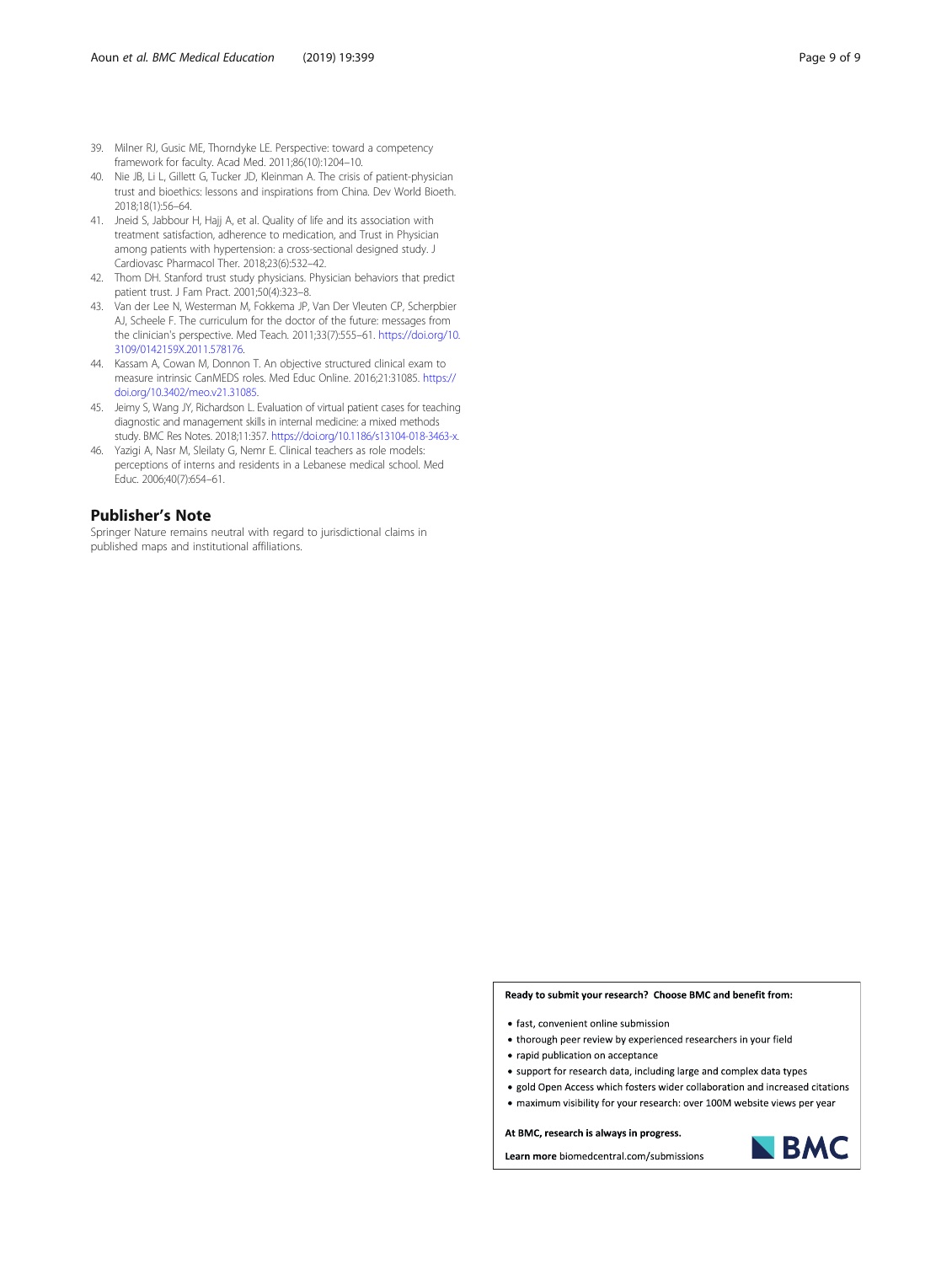39. Milner RJ, Gusic ME, Thorndyke LE. Perspective: toward a competency framework for faculty. Acad Med. 2011;86(10):1204–10.
40. Nie JB, Li L, Gillett G, Tucker JD, Kleinman A. The crisis of patient-physician trust and bioethics: lessons and inspirations from China. Dev World Bioeth. 2018;18(1):56–64.
41. Jneid S, Jabbour H, Hajj A, et al. Quality of life and its association with treatment satisfaction, adherence to medication, and Trust in Physician among patients with hypertension: a cross-sectional designed study. J Cardiovasc Pharmacol Ther. 2018;23(6):532–42.
42. Thom DH. Stanford trust study physicians. Physician behaviors that predict patient trust. J Fam Pract. 2001;50(4):323–8.
43. Van der Lee N, Westerman M, Fokkema JP, Van Der Vleuten CP, Scherpbier AJ, Scheele F. The curriculum for the doctor of the future: messages from the clinician's perspective. Med Teach. 2011;33(7):555–61. https://doi.org/10.3109/0142159X.2011.578176.
44. Kassam A, Cowan M, Donnon T. An objective structured clinical exam to measure intrinsic CanMEDS roles. Med Educ Online. 2016;21:31085. https://doi.org/10.3402/meo.v21.31085.
45. Jeimy S, Wang JY, Richardson L. Evaluation of virtual patient cases for teaching diagnostic and management skills in internal medicine: a mixed methods study. BMC Res Notes. 2018;11:357. https://doi.org/10.1186/s13104-018-3463-x.
46. Yazigi A, Nasr M, Sleilaty G, Nemr E. Clinical teachers as role models: perceptions of interns and residents in a Lebanese medical school. Med Educ. 2006;40(7):654–61.

## Publisher's Note

Springer Nature remains neutral with regard to jurisdictional claims in published maps and institutional affiliations.

**Ready to submit your research? Choose BMC and benefit from:**

- fast, convenient online submission
- thorough peer review by experienced researchers in your field
- rapid publication on acceptance
- support for research data, including large and complex data types
- gold Open Access which fosters wider collaboration and increased citations
- maximum visibility for your research: over 100M website views per year

**At BMC, research is always in progress.**

**Learn more** biomedcentral.com/submissions